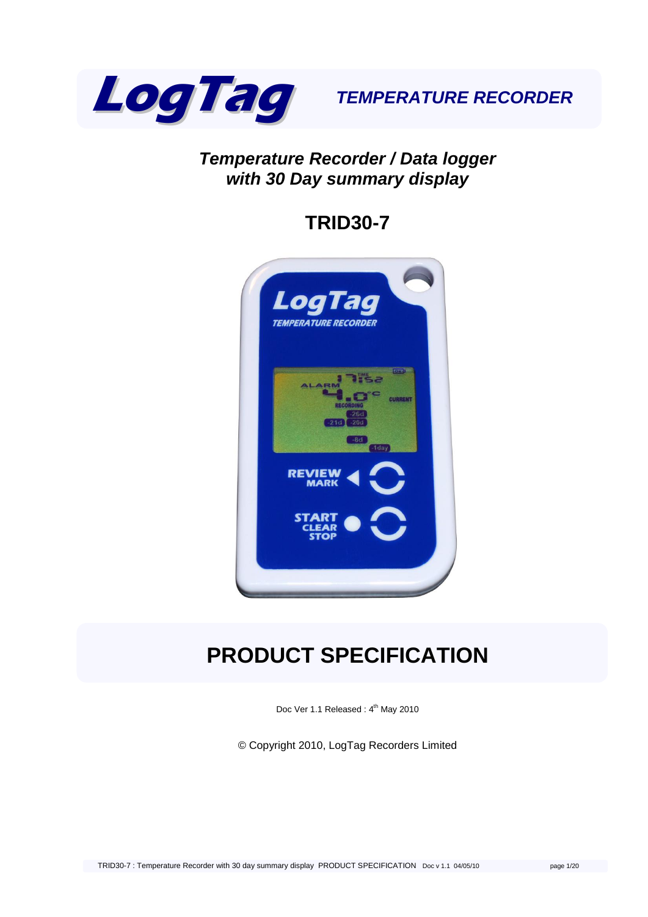**LogTag** ***TEMPERATURE RECORDER***

## *Temperature Recorder / Data logger with 30 Day summary display*

## TRID30-7

# PRODUCT SPECIFICATION

Doc Ver 1.1 Released : 4th May 2010

© Copyright 2010, LogTag Recorders Limited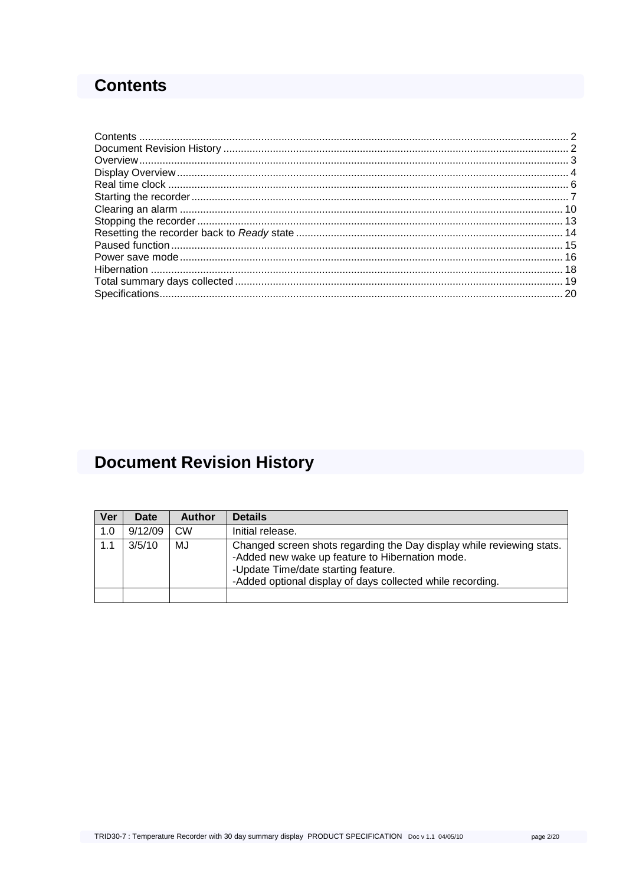## Contents

Contents .................................................................................................................................... 2
Document Revision History ........................................................................................................ 2
Overview .................................................................................................................................... 3
Display Overview ....................................................................................................................... 4
Real time clock .......................................................................................................................... 6
Starting the recorder .................................................................................................................. 7
Clearing an alarm ..................................................................................................................... 10
Stopping the recorder ............................................................................................................... 13
Resetting the recorder back to *Ready* state ............................................................................. 14
Paused function ........................................................................................................................ 15
Power save mode ..................................................................................................................... 16
Hibernation .............................................................................................................................. 18
Total summary days collected .................................................................................................. 19
Specifications ........................................................................................................................... 20

## Document Revision History

| Ver | Date | Author | Details |
|---|---|---|---|
| 1.0 | 9/12/09 | CW | Initial release. |
| 1.1 | 3/5/10 | MJ | Changed screen shots regarding the Day display while reviewing stats.<br>-Added new wake up feature to Hibernation mode.<br>-Update Time/date starting feature.<br>-Added optional display of days collected while recording. |
| | | | |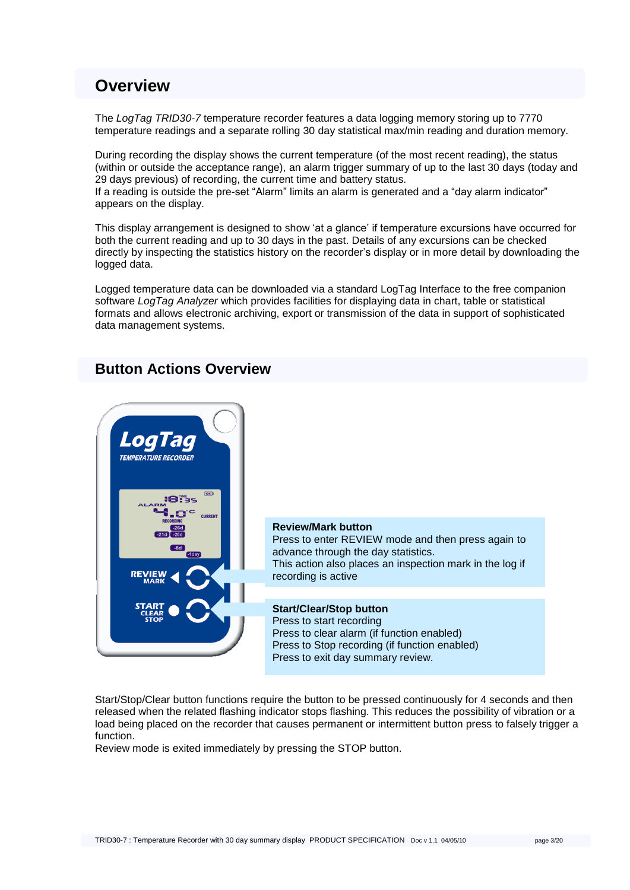## Overview

The *LogTag TRID30-7* temperature recorder features a data logging memory storing up to 7770 temperature readings and a separate rolling 30 day statistical max/min reading and duration memory.

During recording the display shows the current temperature (of the most recent reading), the status (within or outside the acceptance range), an alarm trigger summary of up to the last 30 days (today and 29 days previous) of recording, the current time and battery status.
If a reading is outside the pre-set "Alarm" limits an alarm is generated and a "day alarm indicator" appears on the display.

This display arrangement is designed to show 'at a glance' if temperature excursions have occurred for both the current reading and up to 30 days in the past. Details of any excursions can be checked directly by inspecting the statistics history on the recorder's display or in more detail by downloading the logged data.

Logged temperature data can be downloaded via a standard LogTag Interface to the free companion software *LogTag Analyzer* which provides facilities for displaying data in chart, table or statistical formats and allows electronic archiving, export or transmission of the data in support of sophisticated data management systems.

## Button Actions Overview

**Review/Mark button**
Press to enter REVIEW mode and then press again to advance through the day statistics.
This action also places an inspection mark in the log if recording is active

**Start/Clear/Stop button**
Press to start recording
Press to clear alarm (if function enabled)
Press to Stop recording (if function enabled)
Press to exit day summary review.

Start/Stop/Clear button functions require the button to be pressed continuously for 4 seconds and then released when the related flashing indicator stops flashing. This reduces the possibility of vibration or a load being placed on the recorder that causes permanent or intermittent button press to falsely trigger a function.
Review mode is exited immediately by pressing the STOP button.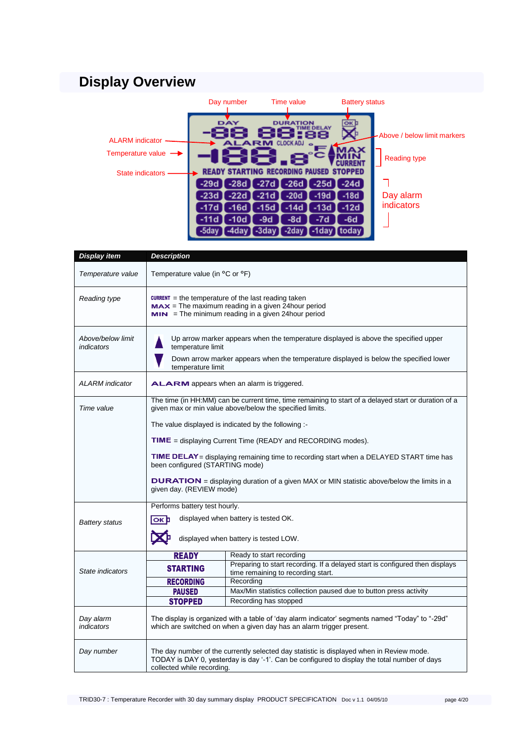# Display Overview

Day number | Time value | Battery status

ALARM indicator | Temperature value | State indicators | Above / below limit markers | Reading type | Day alarm indicators

| Display item | Description |
|---|---|
| *Temperature value* | Temperature value (in °C or °F) |
| *Reading type* | CURRENT = the temperature of the last reading taken<br>MAX = The maximum reading in a given 24hour period<br>MIN = The minimum reading in a given 24hour period |
| *Above/below limit indicators* | ▲ Up arrow marker appears when the temperature displayed is above the specified upper temperature limit<br>▼ Down arrow marker appears when the temperature displayed is below the specified lower temperature limit |
| *ALARM indicator* | ALARM appears when an alarm is triggered. |
| *Time value* | The time (in HH:MM) can be current time, time remaining to start of a delayed start or duration of a given max or min value above/below the specified limits.<br><br>The value displayed is indicated by the following :-<br><br>TIME = displaying Current Time (READY and RECORDING modes).<br><br>TIME DELAY = displaying remaining time to recording start when a DELAYED START time has been configured (STARTING mode)<br><br>DURATION = displaying duration of a given MAX or MIN statistic above/below the limits in a given day. (REVIEW mode) |
| *Battery status* | Performs battery test hourly.<br>OK displayed when battery is tested OK.<br>☒ displayed when battery is tested LOW. |
| *State indicators* | **READY** – Ready to start recording<br>**STARTING** – Preparing to start recording. If a delayed start is configured then displays time remaining to recording start.<br>**RECORDING** – Recording<br>**PAUSED** – Max/Min statistics collection paused due to button press activity<br>**STOPPED** – Recording has stopped |
| *Day alarm indicators* | The display is organized with a table of 'day alarm indicator' segments named "Today" to "-29d" which are switched on when a given day has an alarm trigger present. |
| *Day number* | The day number of the currently selected day statistic is displayed when in Review mode. TODAY is DAY 0, yesterday is day '-1'. Can be configured to display the total number of days collected while recording. |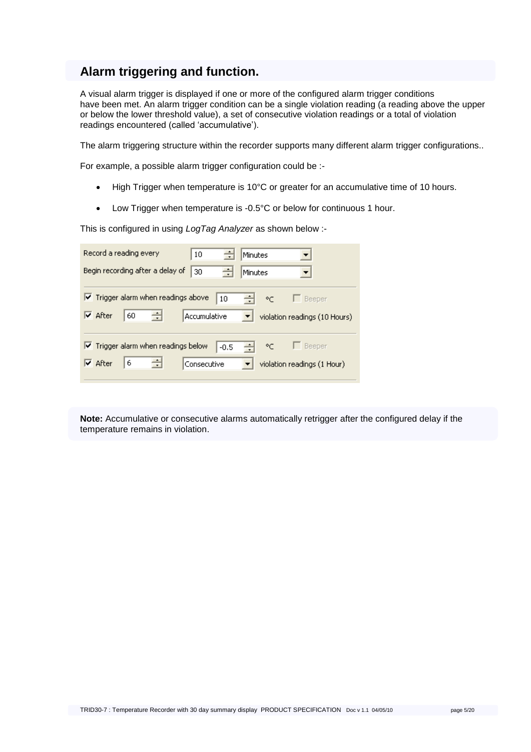## Alarm triggering and function.

A visual alarm trigger is displayed if one or more of the configured alarm trigger conditions have been met. An alarm trigger condition can be a single violation reading (a reading above the upper or below the lower threshold value), a set of consecutive violation readings or a total of violation readings encountered (called 'accumulative').

The alarm triggering structure within the recorder supports many different alarm trigger configurations..

For example, a possible alarm trigger configuration could be :-

- High Trigger when temperature is 10°C or greater for an accumulative time of 10 hours.
- Low Trigger when temperature is -0.5°C or below for continuous 1 hour.

This is configured in using *LogTag Analyzer* as shown below :-

Record a reading every 10 Minutes
Begin recording after a delay of 30 Minutes

☑ Trigger alarm when readings above 10 °C ☐ Beeper
☑ After 60 Accumulative violation readings (10 Hours)

☑ Trigger alarm when readings below -0.5 °C ☐ Beeper
☑ After 6 Consecutive violation readings (1 Hour)

**Note:** Accumulative or consecutive alarms automatically retrigger after the configured delay if the temperature remains in violation.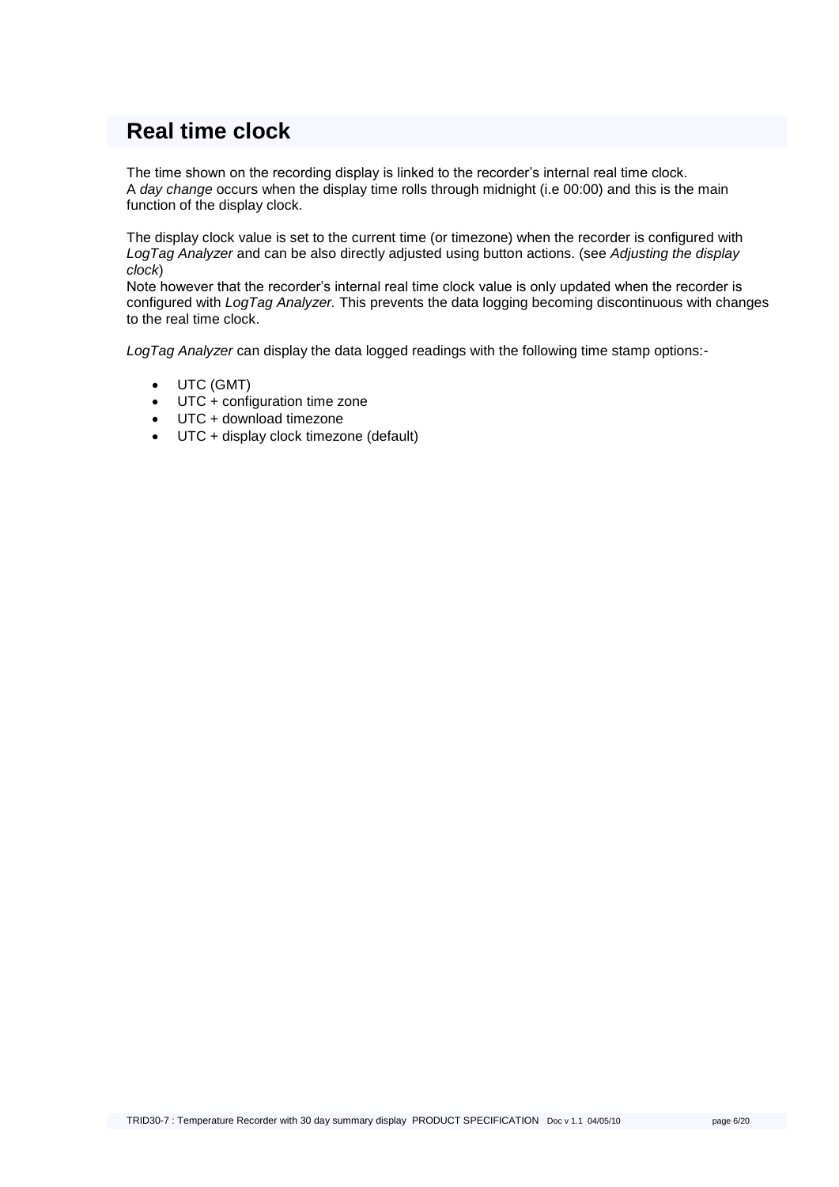# Real time clock

The time shown on the recording display is linked to the recorder's internal real time clock.
A *day change* occurs when the display time rolls through midnight (i.e 00:00) and this is the main function of the display clock.

The display clock value is set to the current time (or timezone) when the recorder is configured with *LogTag Analyzer* and can be also directly adjusted using button actions. (see *Adjusting the display clock*)
Note however that the recorder's internal real time clock value is only updated when the recorder is configured with *LogTag Analyzer.* This prevents the data logging becoming discontinuous with changes to the real time clock.

*LogTag Analyzer* can display the data logged readings with the following time stamp options:-

- UTC (GMT)
- UTC + configuration time zone
- UTC + download timezone
- UTC + display clock timezone (default)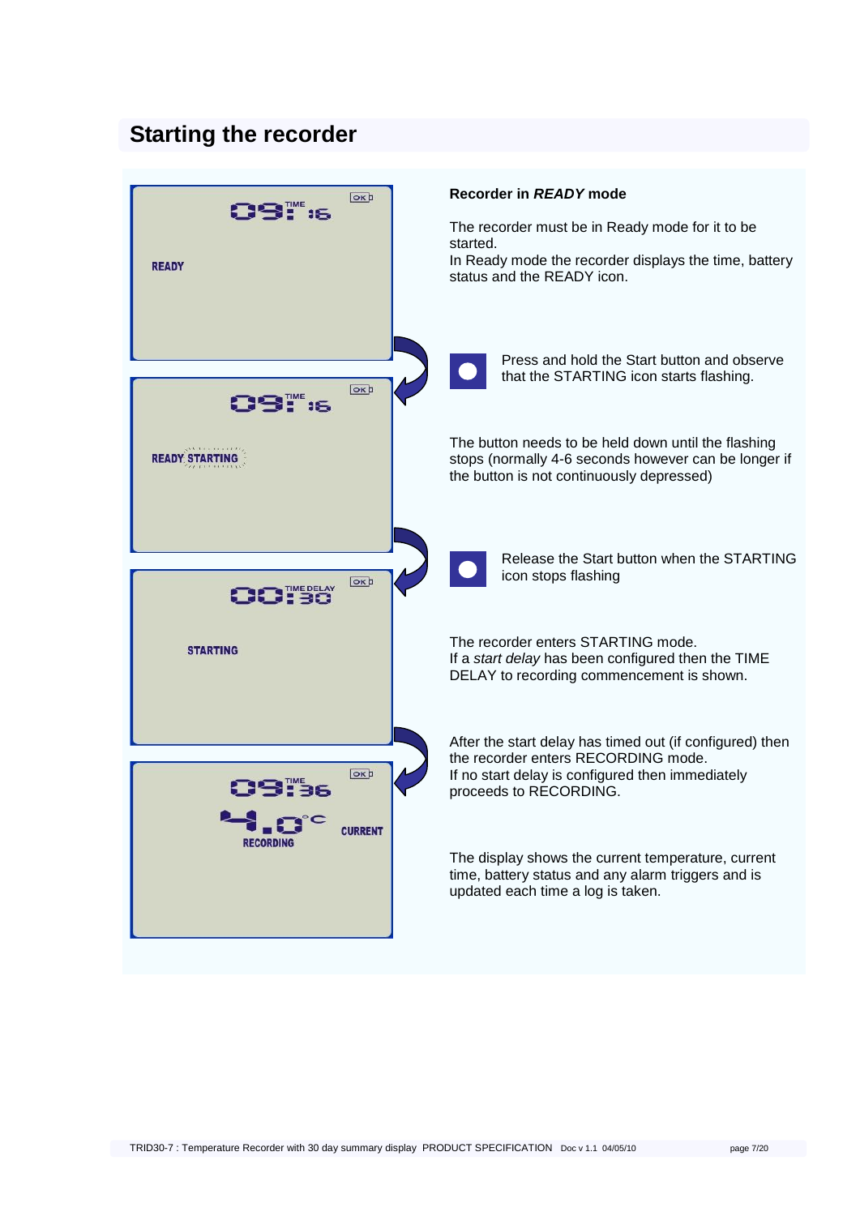## Starting the recorder

**Recorder in *READY* mode**

The recorder must be in Ready mode for it to be started.
In Ready mode the recorder displays the time, battery status and the READY icon.

Press and hold the Start button and observe that the STARTING icon starts flashing.

The button needs to be held down until the flashing stops (normally 4-6 seconds however can be longer if the button is not continuously depressed)

Release the Start button when the STARTING icon stops flashing

The recorder enters STARTING mode.
If a *start delay* has been configured then the TIME DELAY to recording commencement is shown.

After the start delay has timed out (if configured) then the recorder enters RECORDING mode.
If no start delay is configured then immediately proceeds to RECORDING.

The display shows the current temperature, current time, battery status and any alarm triggers and is updated each time a log is taken.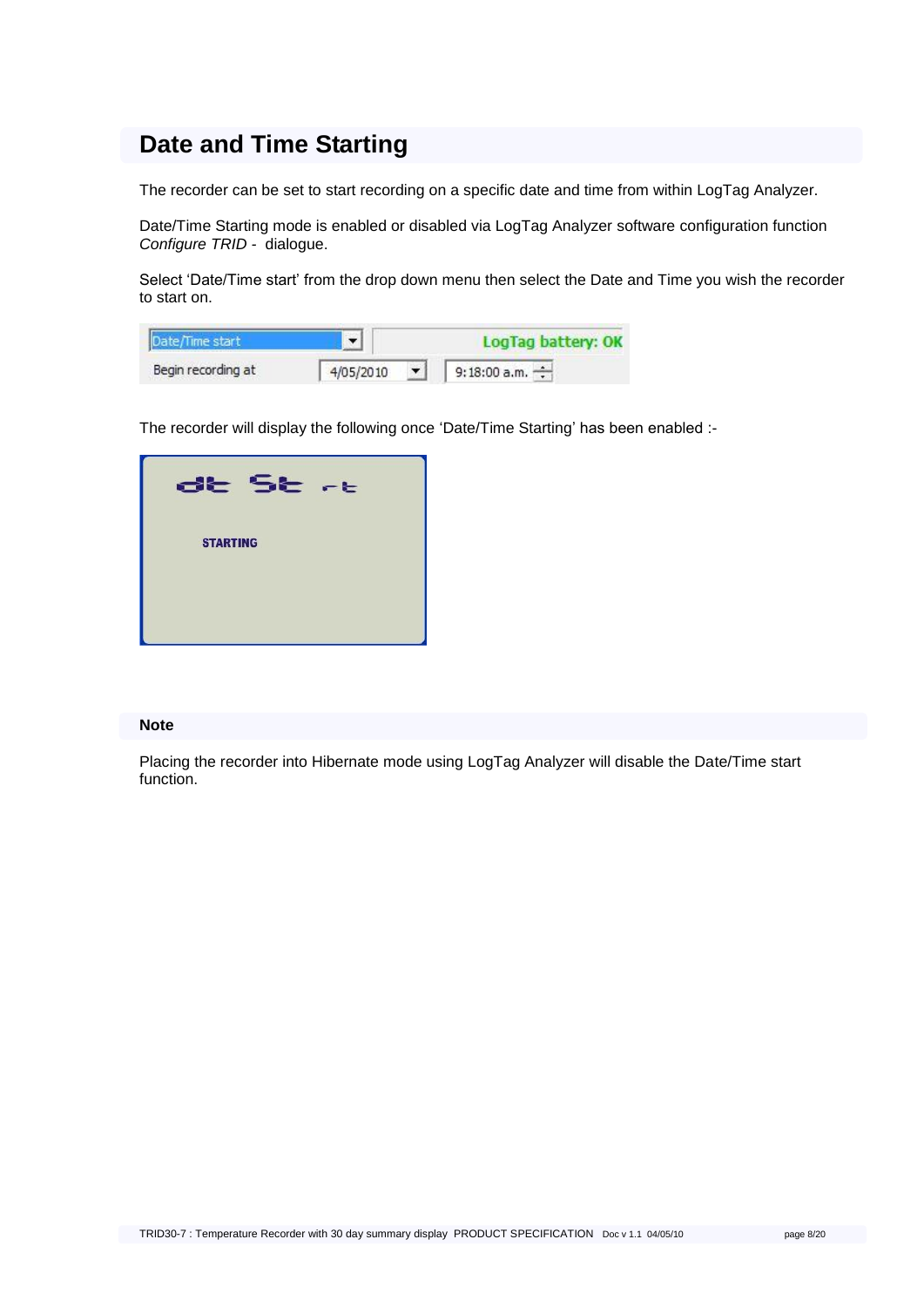## Date and Time Starting

The recorder can be set to start recording on a specific date and time from within LogTag Analyzer.

Date/Time Starting mode is enabled or disabled via LogTag Analyzer software configuration function *Configure TRID* - dialogue.

Select 'Date/Time start' from the drop down menu then select the Date and Time you wish the recorder to start on.

The recorder will display the following once 'Date/Time Starting' has been enabled :-

### Note

Placing the recorder into Hibernate mode using LogTag Analyzer will disable the Date/Time start function.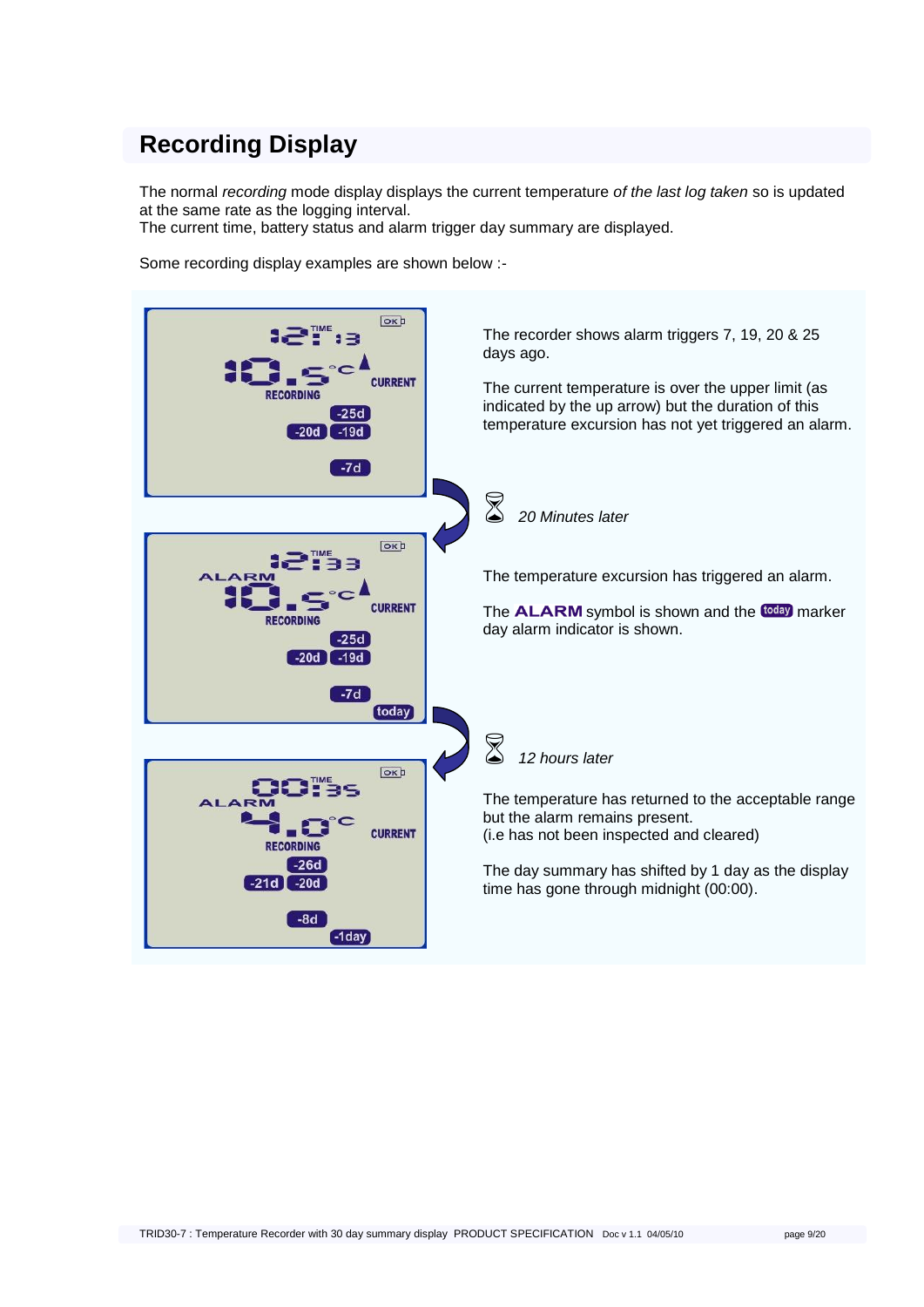## Recording Display

The normal *recording* mode display displays the current temperature *of the last log taken* so is updated at the same rate as the logging interval.
The current time, battery status and alarm trigger day summary are displayed.

Some recording display examples are shown below :-

The recorder shows alarm triggers 7, 19, 20 & 25 days ago.

The current temperature is over the upper limit (as indicated by the up arrow) but the duration of this temperature excursion has not yet triggered an alarm.

*20 Minutes later*

The temperature excursion has triggered an alarm.

The **ALARM** symbol is shown and the **today** marker day alarm indicator is shown.

*12 hours later*

The temperature has returned to the acceptable range but the alarm remains present.
(i.e has not been inspected and cleared)

The day summary has shifted by 1 day as the display time has gone through midnight (00:00).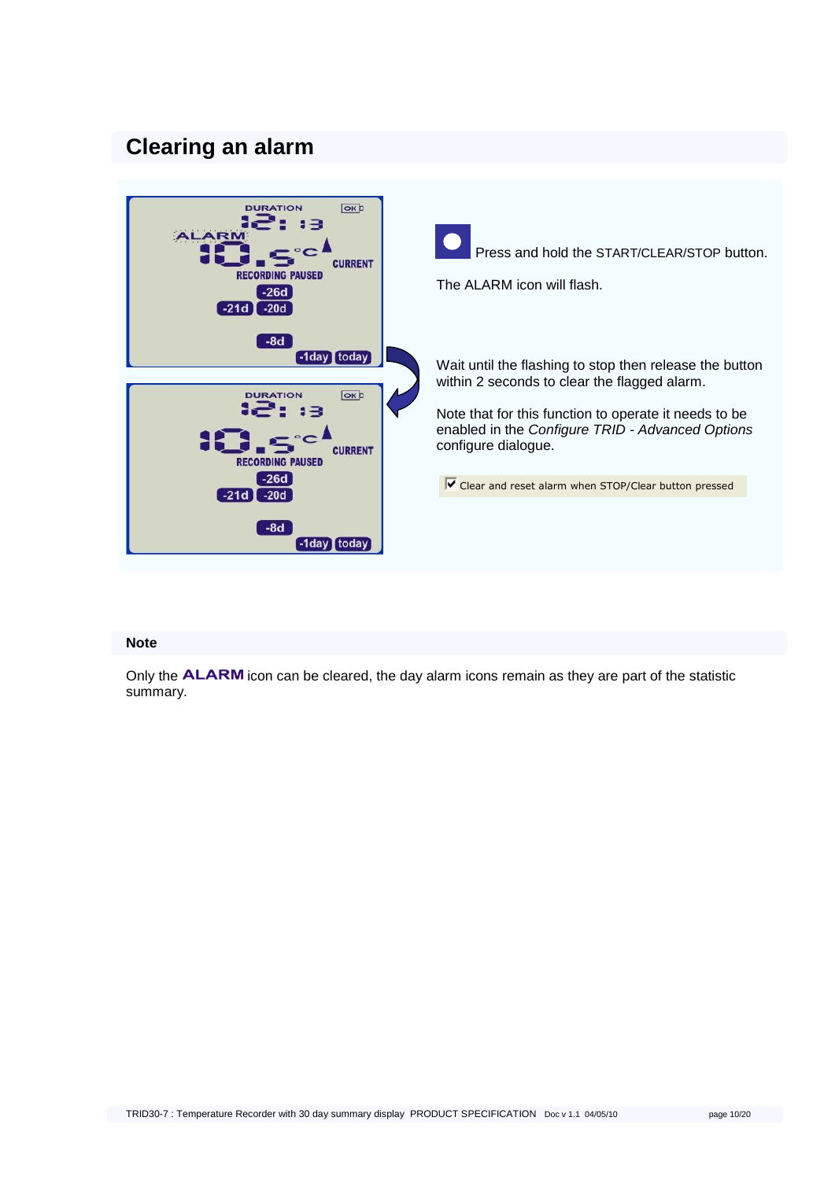## Clearing an alarm

Press and hold the START/CLEAR/STOP button.

The ALARM icon will flash.

Wait until the flashing to stop then release the button within 2 seconds to clear the flagged alarm.

Note that for this function to operate it needs to be enabled in the *Configure TRID - Advanced Options* configure dialogue.

☑ Clear and reset alarm when STOP/Clear button pressed

### Note

Only the **ALARM** icon can be cleared, the day alarm icons remain as they are part of the statistic summary.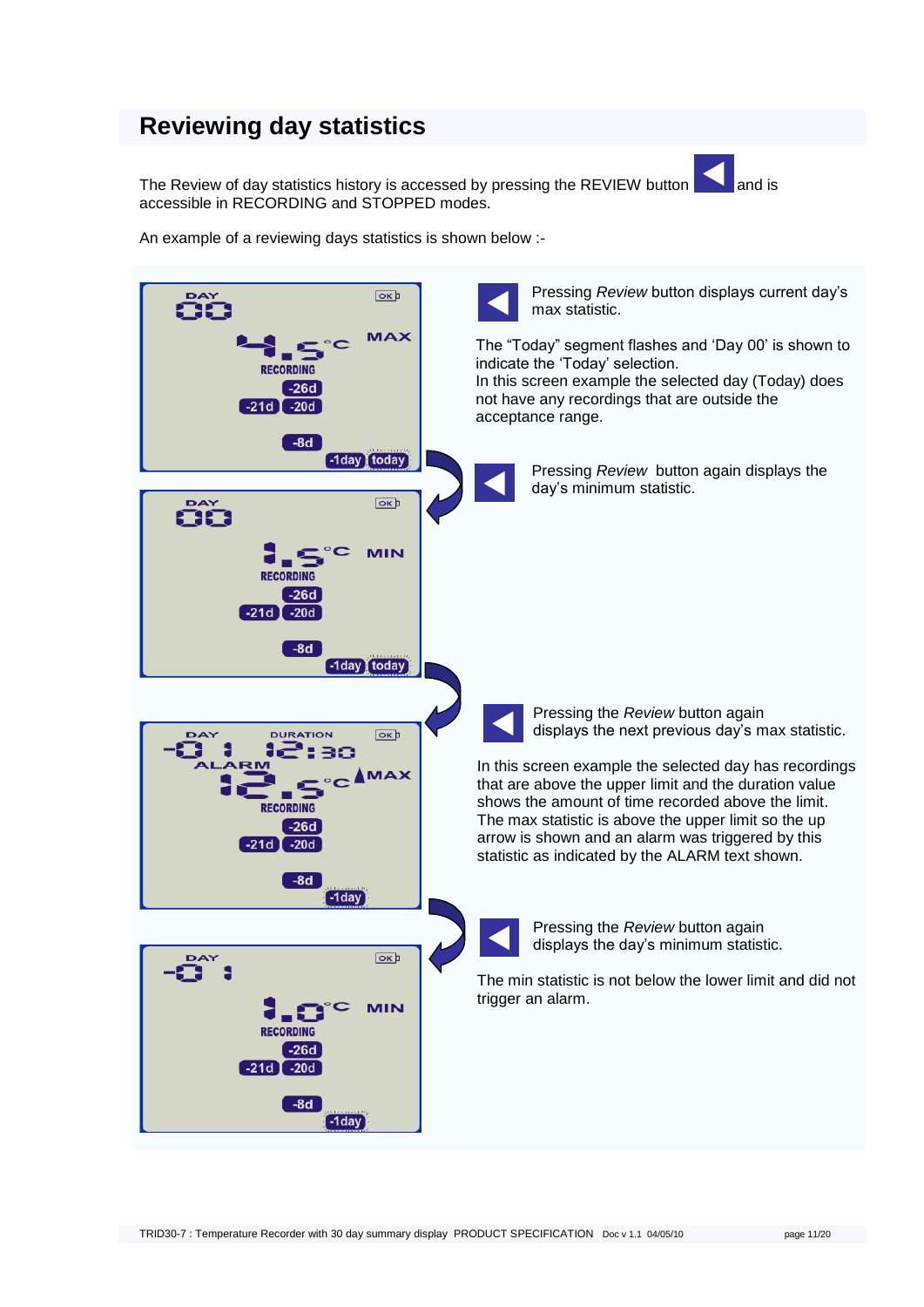## Reviewing day statistics

The Review of day statistics history is accessed by pressing the REVIEW button and is accessible in RECORDING and STOPPED modes.

An example of a reviewing days statistics is shown below :-

Pressing *Review* button displays current day's max statistic.

The "Today" segment flashes and 'Day 00' is shown to indicate the 'Today' selection.
In this screen example the selected day (Today) does not have any recordings that are outside the acceptance range.

Pressing *Review* button again displays the day's minimum statistic.

Pressing the *Review* button again displays the next previous day's max statistic.

In this screen example the selected day has recordings that are above the upper limit and the duration value shows the amount of time recorded above the limit. The max statistic is above the upper limit so the up arrow is shown and an alarm was triggered by this statistic as indicated by the ALARM text shown.

Pressing the *Review* button again displays the day's minimum statistic.

The min statistic is not below the lower limit and did not trigger an alarm.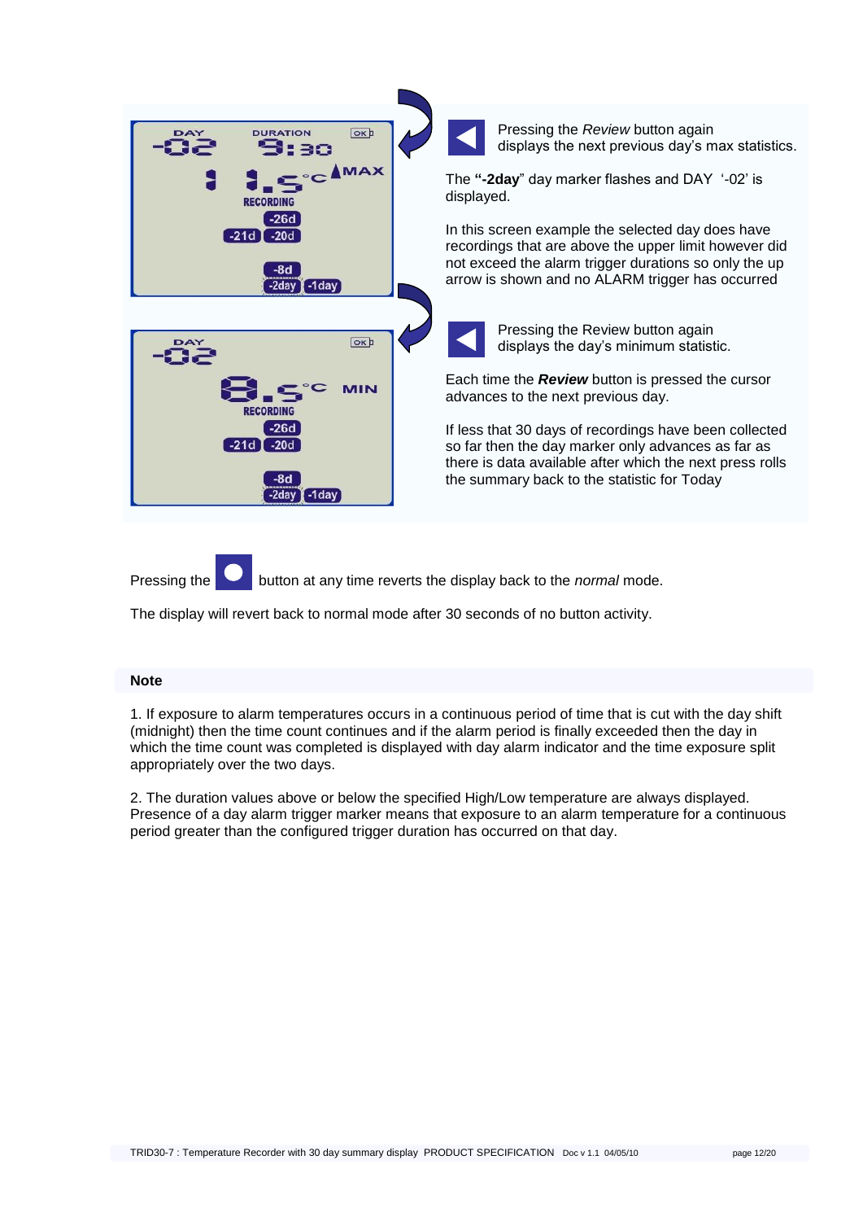Pressing the *Review* button again displays the next previous day's max statistics.

The **"-2day**" day marker flashes and DAY '-02' is displayed.

In this screen example the selected day does have recordings that are above the upper limit however did not exceed the alarm trigger durations so only the up arrow is shown and no ALARM trigger has occurred

Pressing the Review button again displays the day's minimum statistic.

Each time the ***Review*** button is pressed the cursor advances to the next previous day.

If less that 30 days of recordings have been collected so far then the day marker only advances as far as there is data available after which the next press rolls the summary back to the statistic for Today

Pressing the button at any time reverts the display back to the *normal* mode.

The display will revert back to normal mode after 30 seconds of no button activity.

**Note**

1. If exposure to alarm temperatures occurs in a continuous period of time that is cut with the day shift (midnight) then the time count continues and if the alarm period is finally exceeded then the day in which the time count was completed is displayed with day alarm indicator and the time exposure split appropriately over the two days.

2. The duration values above or below the specified High/Low temperature are always displayed. Presence of a day alarm trigger marker means that exposure to an alarm temperature for a continuous period greater than the configured trigger duration has occurred on that day.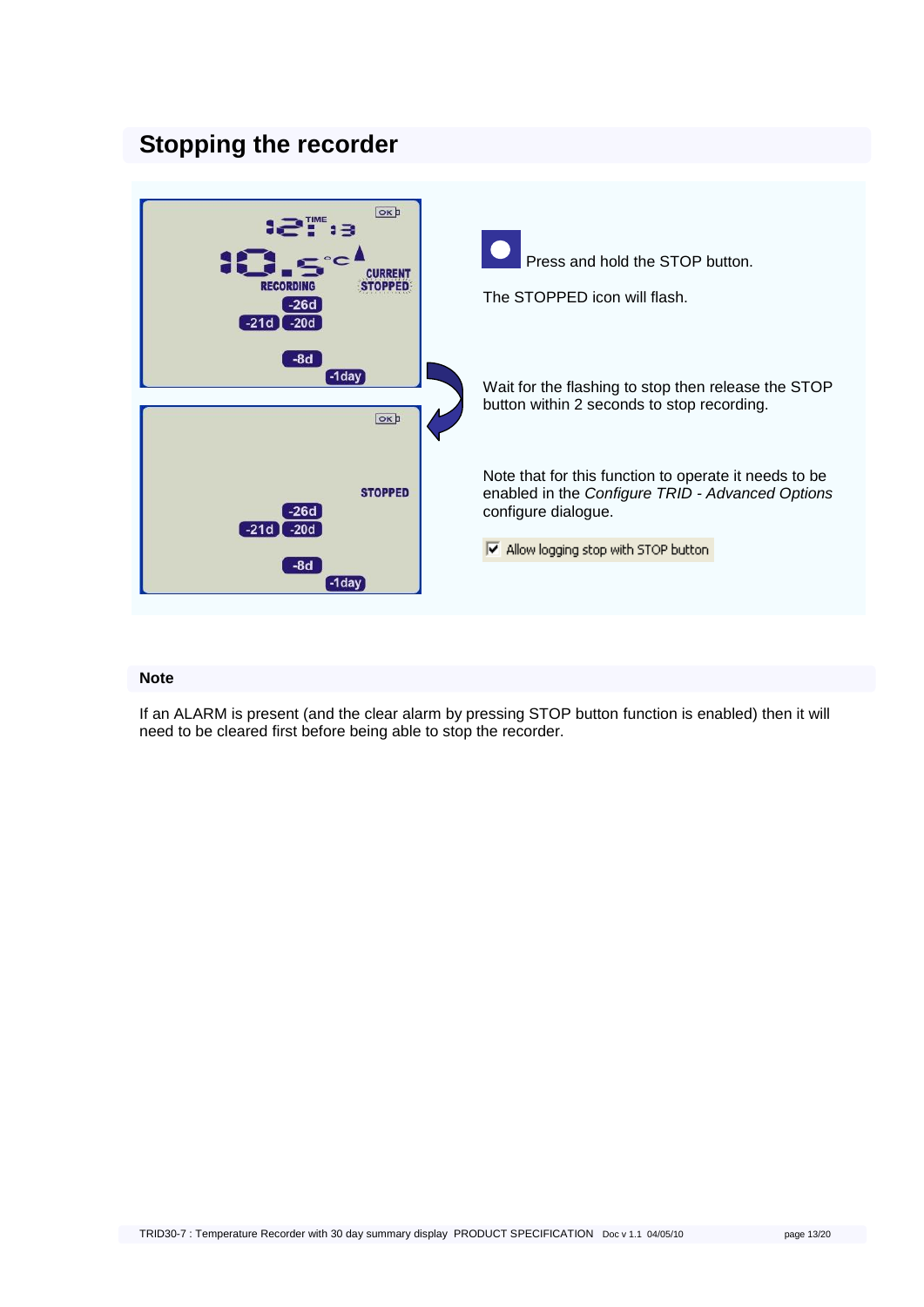# Stopping the recorder

Press and hold the STOP button.

The STOPPED icon will flash.

Wait for the flashing to stop then release the STOP button within 2 seconds to stop recording.

Note that for this function to operate it needs to be enabled in the *Configure TRID - Advanced Options* configure dialogue.

☑ Allow logging stop with STOP button

## Note

If an ALARM is present (and the clear alarm by pressing STOP button function is enabled) then it will need to be cleared first before being able to stop the recorder.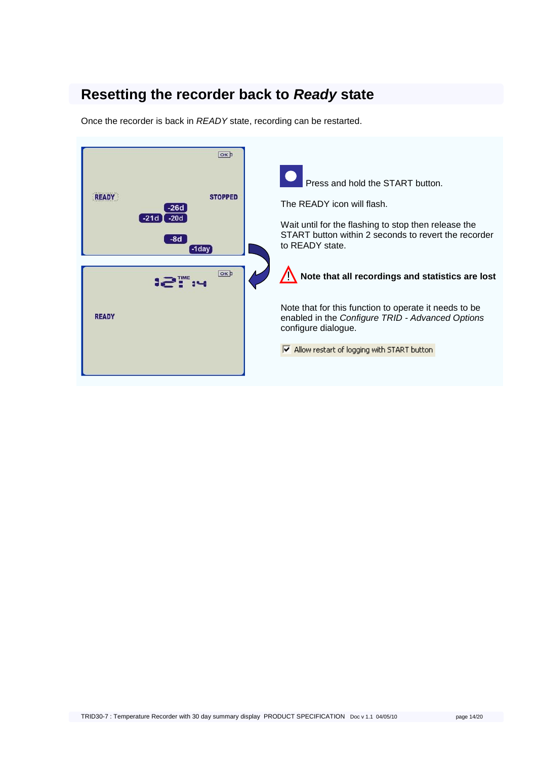## Resetting the recorder back to *Ready* state

Once the recorder is back in *READY* state, recording can be restarted.

Press and hold the START button.

The READY icon will flash.

Wait until for the flashing to stop then release the START button within 2 seconds to revert the recorder to READY state.

**Note that all recordings and statistics are lost**

Note that for this function to operate it needs to be enabled in the *Configure TRID - Advanced Options* configure dialogue.

☑ Allow restart of logging with START button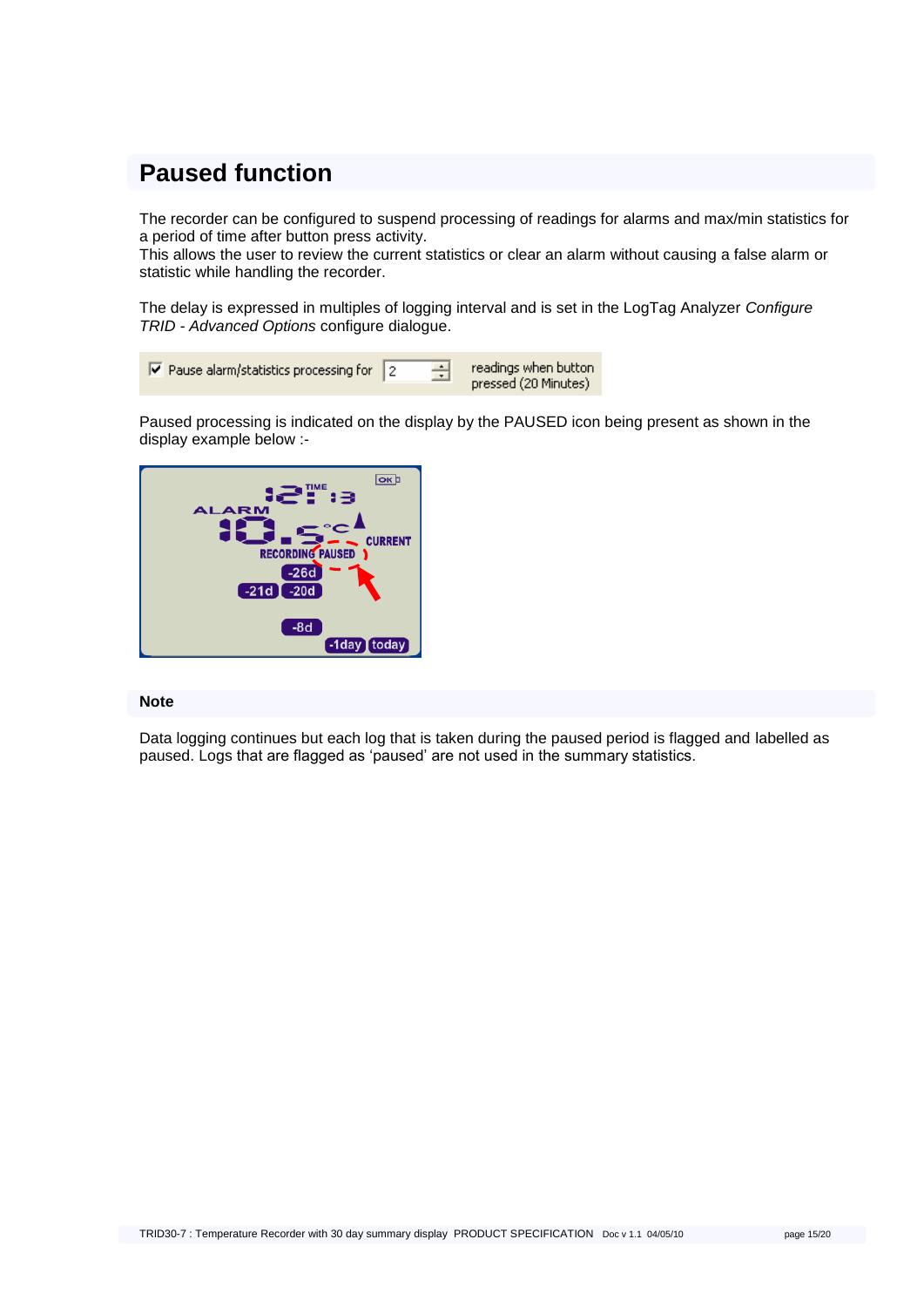## Paused function

The recorder can be configured to suspend processing of readings for alarms and max/min statistics for a period of time after button press activity.
This allows the user to review the current statistics or clear an alarm without causing a false alarm or statistic while handling the recorder.

The delay is expressed in multiples of logging interval and is set in the LogTag Analyzer *Configure TRID - Advanced Options* configure dialogue.

☑ Pause alarm/statistics processing for 2 readings when button pressed (20 Minutes)

Paused processing is indicated on the display by the PAUSED icon being present as shown in the display example below :-

### Note

Data logging continues but each log that is taken during the paused period is flagged and labelled as paused. Logs that are flagged as 'paused' are not used in the summary statistics.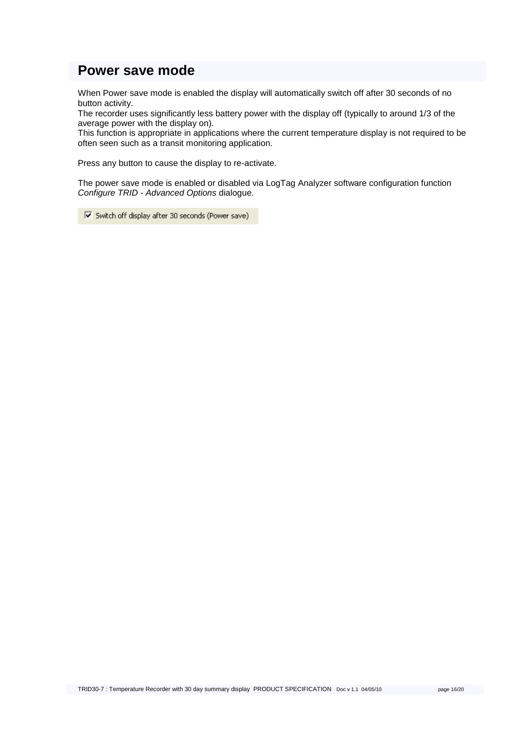## Power save mode

When Power save mode is enabled the display will automatically switch off after 30 seconds of no button activity.
The recorder uses significantly less battery power with the display off (typically to around 1/3 of the average power with the display on).
This function is appropriate in applications where the current temperature display is not required to be often seen such as a transit monitoring application.

Press any button to cause the display to re-activate.

The power save mode is enabled or disabled via LogTag Analyzer software configuration function *Configure TRID - Advanced Options* dialogue.

☑ Switch off display after 30 seconds (Power save)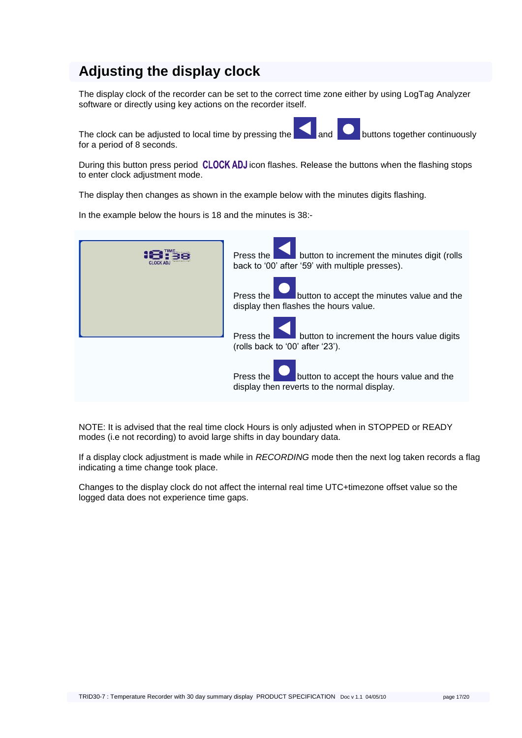## Adjusting the display clock

The display clock of the recorder can be set to the correct time zone either by using LogTag Analyzer software or directly using key actions on the recorder itself.

The clock can be adjusted to local time by pressing the ◀ and ● buttons together continuously for a period of 8 seconds.

During this button press period **CLOCK ADJ** icon flashes. Release the buttons when the flashing stops to enter clock adjustment mode.

The display then changes as shown in the example below with the minutes digits flashing.

In the example below the hours is 18 and the minutes is 38:-

Press the ◀ button to increment the minutes digit (rolls back to '00' after '59' with multiple presses).

Press the ● button to accept the minutes value and the display then flashes the hours value.

Press the ◀ button to increment the hours value digits (rolls back to '00' after '23').

Press the ● button to accept the hours value and the display then reverts to the normal display.

NOTE: It is advised that the real time clock Hours is only adjusted when in STOPPED or READY modes (i.e not recording) to avoid large shifts in day boundary data.

If a display clock adjustment is made while in *RECORDING* mode then the next log taken records a flag indicating a time change took place.

Changes to the display clock do not affect the internal real time UTC+timezone offset value so the logged data does not experience time gaps.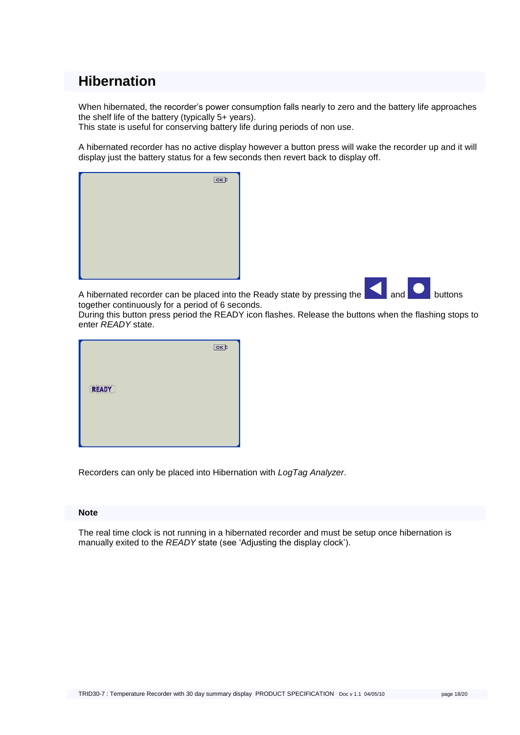# Hibernation

When hibernated, the recorder's power consumption falls nearly to zero and the battery life approaches the shelf life of the battery (typically 5+ years).
This state is useful for conserving battery life during periods of non use.

A hibernated recorder has no active display however a button press will wake the recorder up and it will display just the battery status for a few seconds then revert back to display off.

A hibernated recorder can be placed into the Ready state by pressing the and buttons together continuously for a period of 6 seconds.
During this button press period the READY icon flashes. Release the buttons when the flashing stops to enter *READY* state.

Recorders can only be placed into Hibernation with *LogTag Analyzer*.

### Note

The real time clock is not running in a hibernated recorder and must be setup once hibernation is manually exited to the *READY* state (see 'Adjusting the display clock').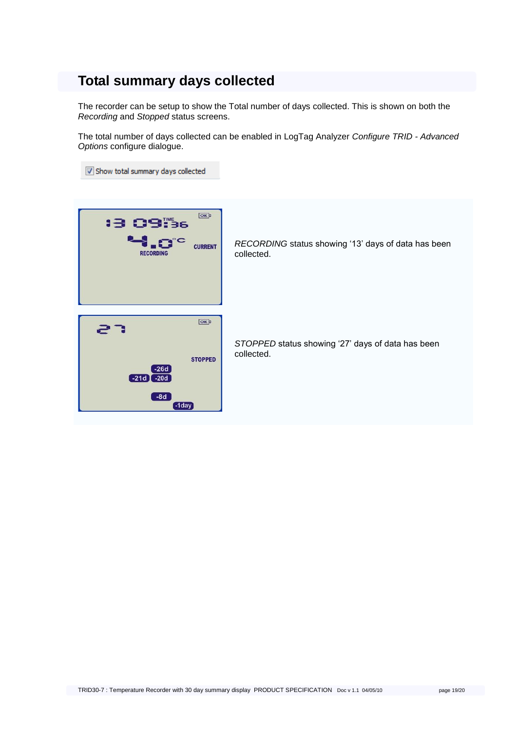## Total summary days collected

The recorder can be setup to show the Total number of days collected. This is shown on both the *Recording* and *Stopped* status screens.

The total number of days collected can be enabled in LogTag Analyzer *Configure TRID - Advanced Options* configure dialogue.

Show total summary days collected

*RECORDING* status showing '13' days of data has been collected.

*STOPPED* status showing '27' days of data has been collected.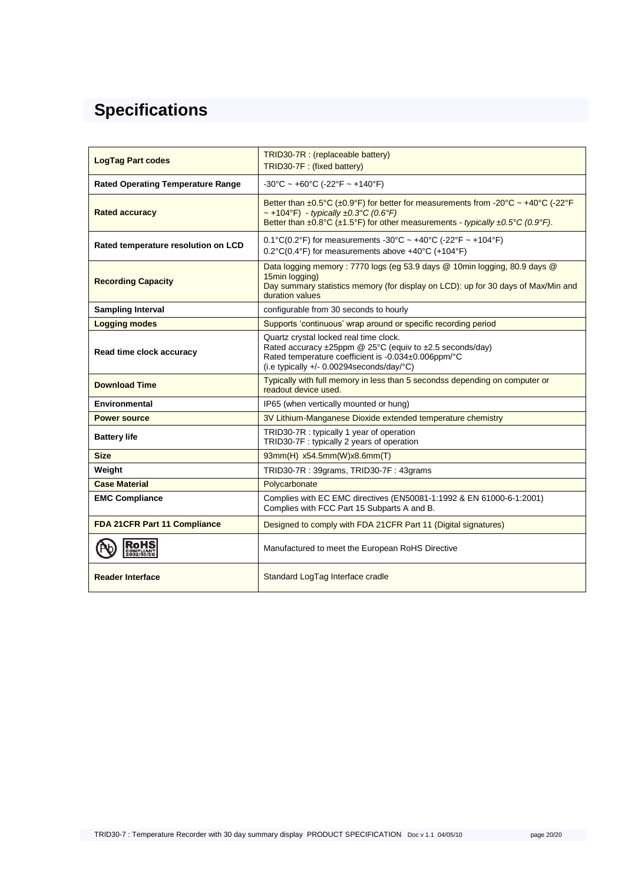## Specifications

| | |
|---|---|
| **LogTag Part codes** | TRID30-7R : (replaceable battery)<br>TRID30-7F : (fixed battery) |
| **Rated Operating Temperature Range** | -30°C ~ +60°C (-22°F ~ +140°F) |
| **Rated accuracy** | Better than ±0.5°C (±0.9°F) for better for measurements from -20°C ~ +40°C (-22°F ~ +104°F) - *typically ±0.3°C (0.6°F)*<br>Better than ±0.8°C (±1.5°F) for other measurements - *typically ±0.5°C (0.9°F)*. |
| **Rated temperature resolution on LCD** | 0.1°C(0.2°F) for measurements -30°C ~ +40°C (-22°F ~ +104°F)<br>0.2°C(0.4°F) for measurements above +40°C (+104°F) |
| **Recording Capacity** | Data logging memory : 7770 logs (eg 53.9 days @ 10min logging, 80.9 days @ 15min logging)<br>Day summary statistics memory (for display on LCD): up for 30 days of Max/Min and duration values |
| **Sampling Interval** | configurable from 30 seconds to hourly |
| **Logging modes** | Supports 'continuous' wrap around or specific recording period |
| **Read time clock accuracy** | Quartz crystal locked real time clock.<br>Rated accuracy ±25ppm @ 25°C (equiv to ±2.5 seconds/day)<br>Rated temperature coefficient is -0.034±0.006ppm/°C<br>(i.e typically +/- 0.00294seconds/day/°C) |
| **Download Time** | Typically with full memory in less than 5 secondss depending on computer or readout device used. |
| **Environmental** | IP65 (when vertically mounted or hung) |
| **Power source** | 3V Lithium-Manganese Dioxide extended temperature chemistry |
| **Battery life** | TRID30-7R : typically 1 year of operation<br>TRID30-7F : typically 2 years of operation |
| **Size** | 93mm(H) x54.5mm(W)x8.6mm(T) |
| **Weight** | TRID30-7R : 39grams, TRID30-7F : 43grams |
| **Case Material** | Polycarbonate |
| **EMC Compliance** | Complies with EC EMC directives (EN50081-1:1992 & EN 61000-6-1:2001)<br>Complies with FCC Part 15 Subparts A and B. |
| **FDA 21CFR Part 11 Compliance** | Designed to comply with FDA 21CFR Part 11 (Digital signatures) |
| Pb RoHS COMPLIANT 2002/95/EC | Manufactured to meet the European RoHS Directive |
| **Reader Interface** | Standard LogTag Interface cradle |